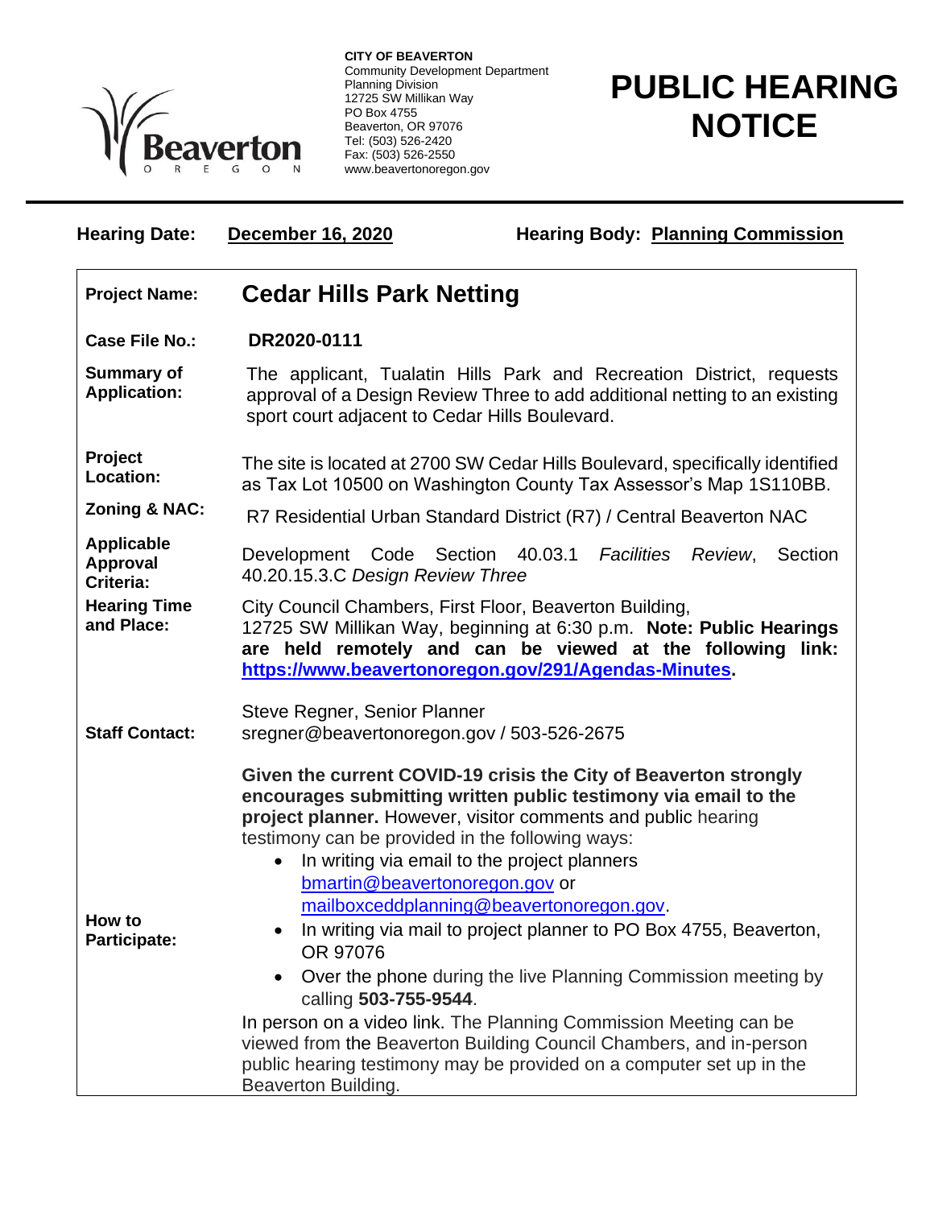**CITY OF BEAVERTON**
Community Development Department
Planning Division
12725 SW Millikan Way
PO Box 4755
Beaverton, OR 97076
Tel: (503) 526-2420
Fax: (503) 526-2550
www.beavertonoregon.gov

# PUBLIC HEARING NOTICE

**Hearing Date:** **December 16, 2020** **Hearing Body:** **Planning Commission**

| | |
|---|---|
| **Project Name:** | **Cedar Hills Park Netting** |
| **Case File No.:** | **DR2020-0111** |
| **Summary of Application:** | The applicant, Tualatin Hills Park and Recreation District, requests approval of a Design Review Three to add additional netting to an existing sport court adjacent to Cedar Hills Boulevard. |
| **Project Location:** | The site is located at 2700 SW Cedar Hills Boulevard, specifically identified as Tax Lot 10500 on Washington County Tax Assessor's Map 1S110BB. |
| **Zoning & NAC:** | R7 Residential Urban Standard District (R7) / Central Beaverton NAC |
| **Applicable Approval Criteria:** | Development Code Section 40.03.1 *Facilities Review*, Section 40.20.15.3.C *Design Review Three* |
| **Hearing Time and Place:** | City Council Chambers, First Floor, Beaverton Building, 12725 SW Millikan Way, beginning at 6:30 p.m. **Note: Public Hearings are held remotely and can be viewed at the following link: https://www.beavertonoregon.gov/291/Agendas-Minutes.** |
| **Staff Contact:** | Steve Regner, Senior Planner<br>sregner@beavertonoregon.gov / 503-526-2675 |
| **How to Participate:** | **Given the current COVID-19 crisis the City of Beaverton strongly encourages submitting written public testimony via email to the project planner.** However, visitor comments and public hearing testimony can be provided in the following ways:<br>• In writing via email to the project planners bmartin@beavertonoregon.gov or mailboxceddplanning@beavertonoregon.gov.<br>• In writing via mail to project planner to PO Box 4755, Beaverton, OR 97076<br>• Over the phone during the live Planning Commission meeting by calling **503-755-9544**.<br>In person on a video link. The Planning Commission Meeting can be viewed from the Beaverton Building Council Chambers, and in-person public hearing testimony may be provided on a computer set up in the Beaverton Building. |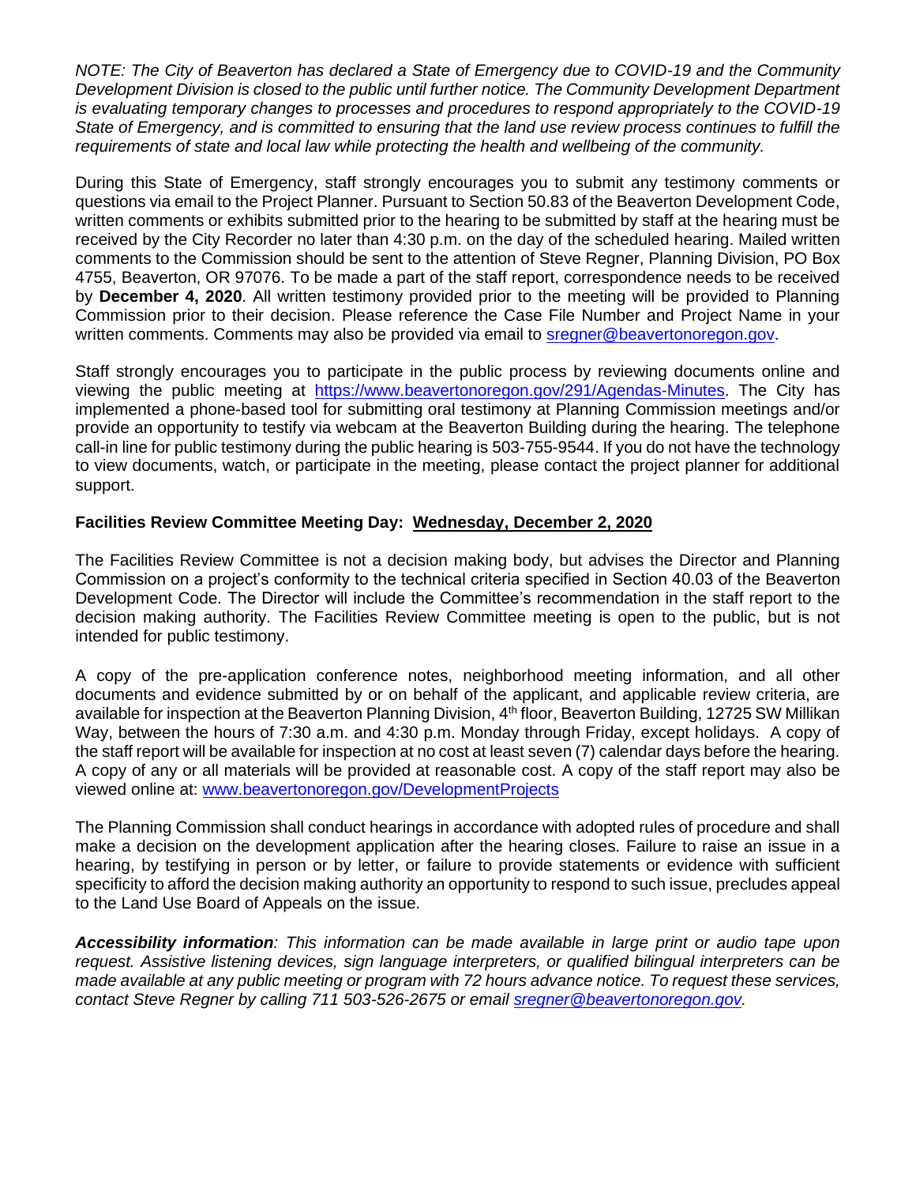*NOTE: The City of Beaverton has declared a State of Emergency due to COVID-19 and the Community Development Division is closed to the public until further notice. The Community Development Department is evaluating temporary changes to processes and procedures to respond appropriately to the COVID-19 State of Emergency, and is committed to ensuring that the land use review process continues to fulfill the requirements of state and local law while protecting the health and wellbeing of the community.*

During this State of Emergency, staff strongly encourages you to submit any testimony comments or questions via email to the Project Planner. Pursuant to Section 50.83 of the Beaverton Development Code, written comments or exhibits submitted prior to the hearing to be submitted by staff at the hearing must be received by the City Recorder no later than 4:30 p.m. on the day of the scheduled hearing. Mailed written comments to the Commission should be sent to the attention of Steve Regner, Planning Division, PO Box 4755, Beaverton, OR 97076. To be made a part of the staff report, correspondence needs to be received by **December 4, 2020**. All written testimony provided prior to the meeting will be provided to Planning Commission prior to their decision. Please reference the Case File Number and Project Name in your written comments. Comments may also be provided via email to sregner@beavertonoregon.gov.

Staff strongly encourages you to participate in the public process by reviewing documents online and viewing the public meeting at https://www.beavertonoregon.gov/291/Agendas-Minutes. The City has implemented a phone-based tool for submitting oral testimony at Planning Commission meetings and/or provide an opportunity to testify via webcam at the Beaverton Building during the hearing. The telephone call-in line for public testimony during the public hearing is 503-755-9544. If you do not have the technology to view documents, watch, or participate in the meeting, please contact the project planner for additional support.

**Facilities Review Committee Meeting Day: Wednesday, December 2, 2020**

The Facilities Review Committee is not a decision making body, but advises the Director and Planning Commission on a project's conformity to the technical criteria specified in Section 40.03 of the Beaverton Development Code. The Director will include the Committee's recommendation in the staff report to the decision making authority. The Facilities Review Committee meeting is open to the public, but is not intended for public testimony.

A copy of the pre-application conference notes, neighborhood meeting information, and all other documents and evidence submitted by or on behalf of the applicant, and applicable review criteria, are available for inspection at the Beaverton Planning Division, 4th floor, Beaverton Building, 12725 SW Millikan Way, between the hours of 7:30 a.m. and 4:30 p.m. Monday through Friday, except holidays. A copy of the staff report will be available for inspection at no cost at least seven (7) calendar days before the hearing. A copy of any or all materials will be provided at reasonable cost. A copy of the staff report may also be viewed online at: www.beavertonoregon.gov/DevelopmentProjects

The Planning Commission shall conduct hearings in accordance with adopted rules of procedure and shall make a decision on the development application after the hearing closes. Failure to raise an issue in a hearing, by testifying in person or by letter, or failure to provide statements or evidence with sufficient specificity to afford the decision making authority an opportunity to respond to such issue, precludes appeal to the Land Use Board of Appeals on the issue.

***Accessibility information****: This information can be made available in large print or audio tape upon request. Assistive listening devices, sign language interpreters, or qualified bilingual interpreters can be made available at any public meeting or program with 72 hours advance notice. To request these services, contact Steve Regner by calling 711 503-526-2675 or email sregner@beavertonoregon.gov.*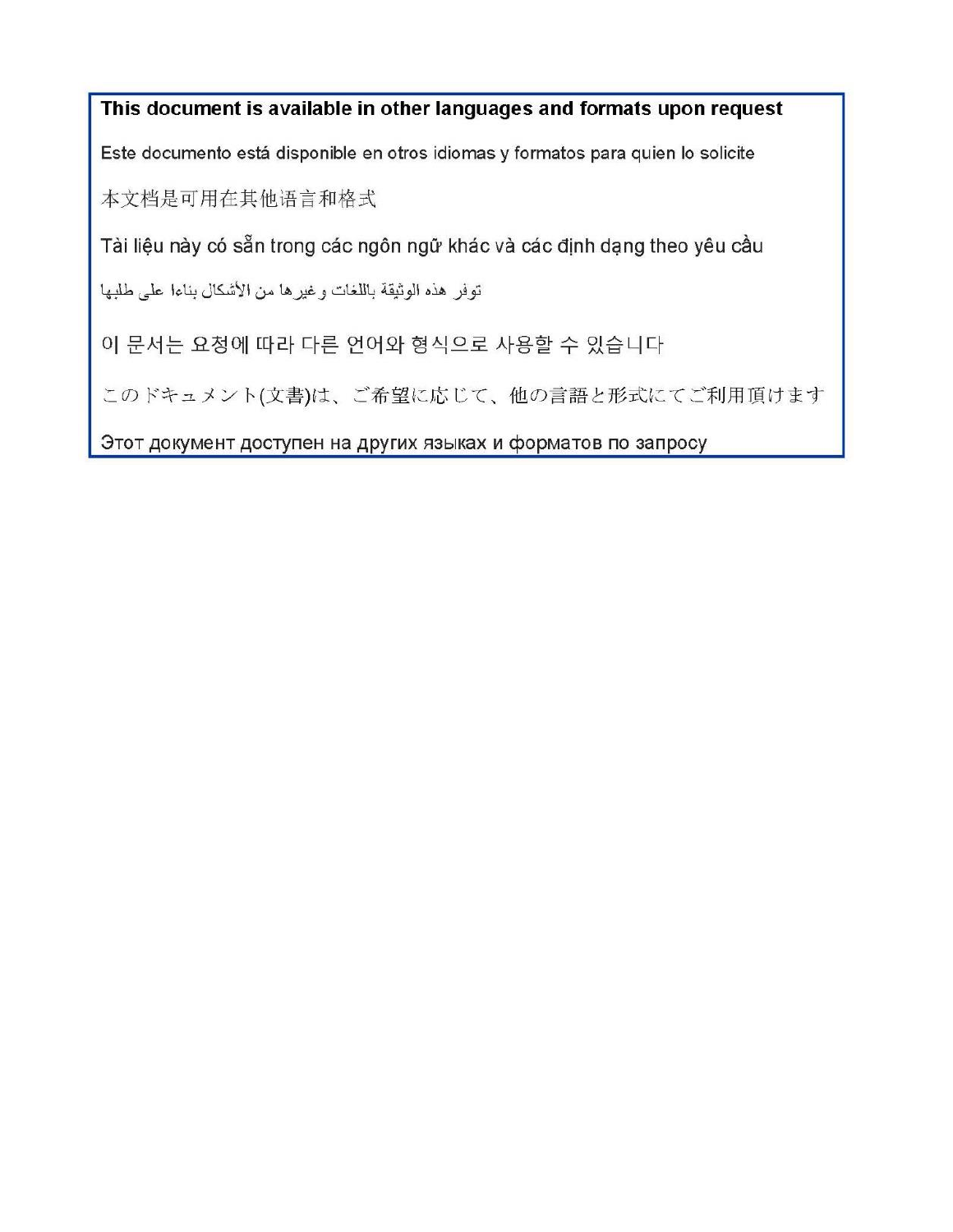**This document is available in other languages and formats upon request**

Este documento está disponible en otros idiomas y formatos para quien lo solicite

本文档是可用在其他语言和格式

Tài liệu này có sẵn trong các ngôn ngữ khác và các định dạng theo yêu cầu

توفر هذه الوثيقة باللغات وغيرها من الأشكال بناءا على طلبها

이 문서는 요청에 따라 다른 언어와 형식으로 사용할 수 있습니다

このドキュメント(文書)は、ご希望に応じて、他の言語と形式にてご利用頂けます

Этот документ доступен на других языках и форматов по запросу